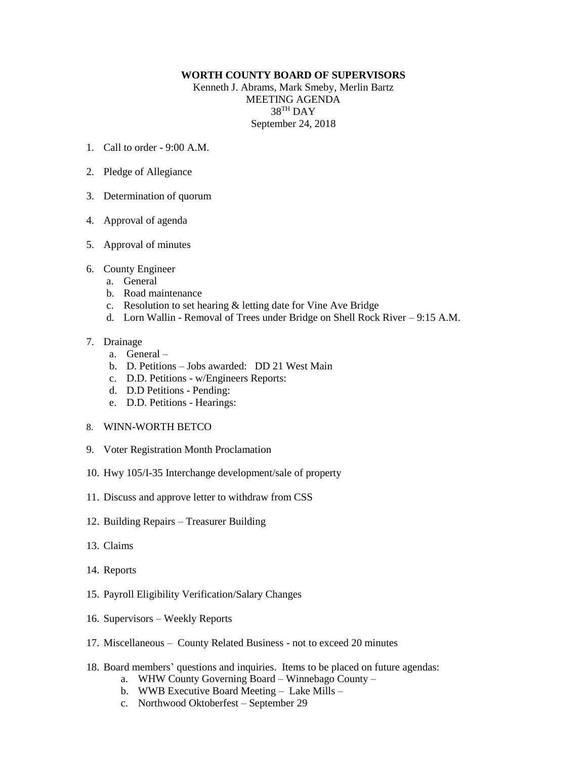**WORTH COUNTY BOARD OF SUPERVISORS**

Kenneth J. Abrams, Mark Smeby, Merlin Bartz
MEETING AGENDA
38TH DAY
September 24, 2018

1. Call to order - 9:00 A.M.

2. Pledge of Allegiance

3. Determination of quorum

4. Approval of agenda

5. Approval of minutes

6. County Engineer
   a. General
   b. Road maintenance
   c. Resolution to set hearing & letting date for Vine Ave Bridge
   d. Lorn Wallin - Removal of Trees under Bridge on Shell Rock River – 9:15 A.M.

7. Drainage
   a. General –
   b. D. Petitions – Jobs awarded: DD 21 West Main
   c. D.D. Petitions - w/Engineers Reports:
   d. D.D Petitions - Pending:
   e. D.D. Petitions - Hearings:

8. WINN-WORTH BETCO

9. Voter Registration Month Proclamation

10. Hwy 105/I-35 Interchange development/sale of property

11. Discuss and approve letter to withdraw from CSS

12. Building Repairs – Treasurer Building

13. Claims

14. Reports

15. Payroll Eligibility Verification/Salary Changes

16. Supervisors – Weekly Reports

17. Miscellaneous – County Related Business - not to exceed 20 minutes

18. Board members' questions and inquiries. Items to be placed on future agendas:
    a. WHW County Governing Board – Winnebago County –
    b. WWB Executive Board Meeting – Lake Mills –
    c. Northwood Oktoberfest – September 29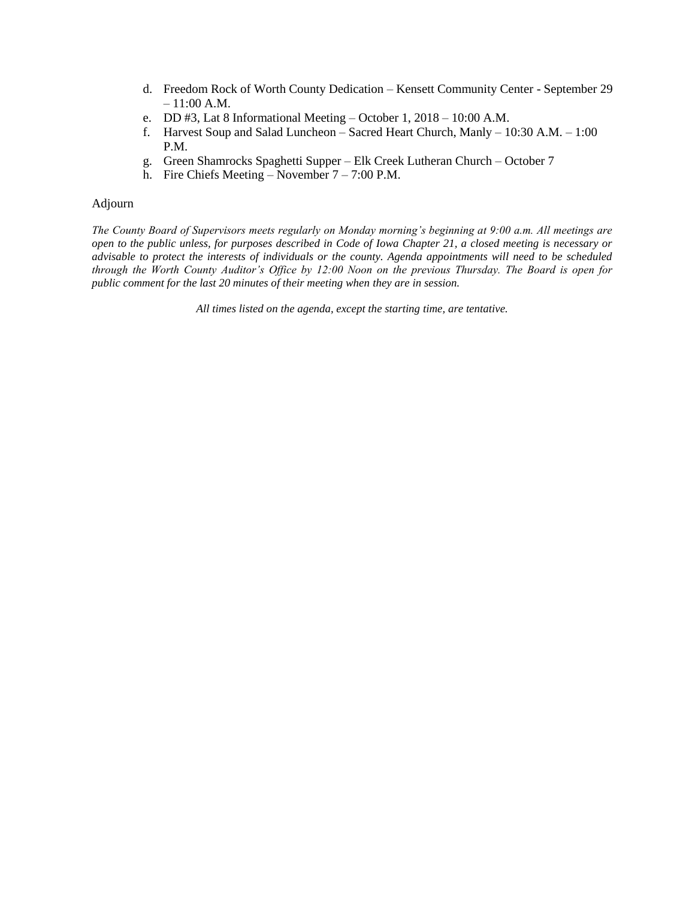d. Freedom Rock of Worth County Dedication – Kensett Community Center - September 29 – 11:00 A.M.
e. DD #3, Lat 8 Informational Meeting – October 1, 2018 – 10:00 A.M.
f. Harvest Soup and Salad Luncheon – Sacred Heart Church, Manly – 10:30 A.M. – 1:00 P.M.
g. Green Shamrocks Spaghetti Supper – Elk Creek Lutheran Church – October 7
h. Fire Chiefs Meeting – November 7 – 7:00 P.M.

Adjourn

*The County Board of Supervisors meets regularly on Monday morning's beginning at 9:00 a.m. All meetings are open to the public unless, for purposes described in Code of Iowa Chapter 21, a closed meeting is necessary or advisable to protect the interests of individuals or the county. Agenda appointments will need to be scheduled through the Worth County Auditor's Office by 12:00 Noon on the previous Thursday. The Board is open for public comment for the last 20 minutes of their meeting when they are in session.*

*All times listed on the agenda, except the starting time, are tentative.*